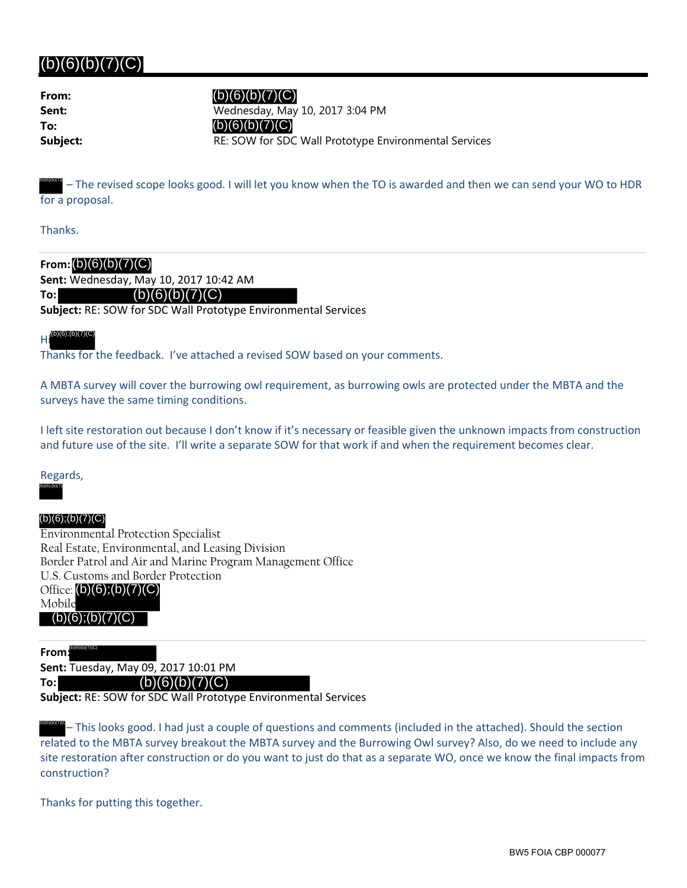# (b)(6)(b)(7)(C)

| | |
|---|---|
| **From:** | (b)(6)(b)(7)(C) |
| **Sent:** | Wednesday, May 10, 2017 3:04 PM |
| **To:** | (b)(6)(b)(7)(C) |
| **Subject:** | RE: SOW for SDC Wall Prototype Environmental Services |

(b)(6)(b)(7) – The revised scope looks good. I will let you know when the TO is awarded and then we can send your WO to HDR for a proposal.

Thanks.

---

**From:** (b)(6)(b)(7)(C)
**Sent:** Wednesday, May 10, 2017 10:42 AM
**To:** (b)(6)(b)(7)(C)
**Subject:** RE: SOW for SDC Wall Prototype Environmental Services

Hi (b)(6);(b)(7)(C)
Thanks for the feedback. I've attached a revised SOW based on your comments.

A MBTA survey will cover the burrowing owl requirement, as burrowing owls are protected under the MBTA and the surveys have the same timing conditions.

I left site restoration out because I don't know if it's necessary or feasible given the unknown impacts from construction and future use of the site. I'll write a separate SOW for that work if and when the requirement becomes clear.

Regards,
(b)(6);(b)(7)

(b)(6);(b)(7)(C)
Environmental Protection Specialist
Real Estate, Environmental, and Leasing Division
Border Patrol and Air and Marine Program Management Office
U.S. Customs and Border Protection
Office: (b)(6);(b)(7)(C)
Mobile
(b)(6);(b)(7)(C)

---

**From:** (b)(6)(b)(7)(C)
**Sent:** Tuesday, May 09, 2017 10:01 PM
**To:** (b)(6)(b)(7)(C)
**Subject:** RE: SOW for SDC Wall Prototype Environmental Services

(b)(6)(b)(7)(C) – This looks good. I had just a couple of questions and comments (included in the attached). Should the section related to the MBTA survey breakout the MBTA survey and the Burrowing Owl survey? Also, do we need to include any site restoration after construction or do you want to just do that as a separate WO, once we know the final impacts from construction?

Thanks for putting this together.

BW5 FOIA CBP 000077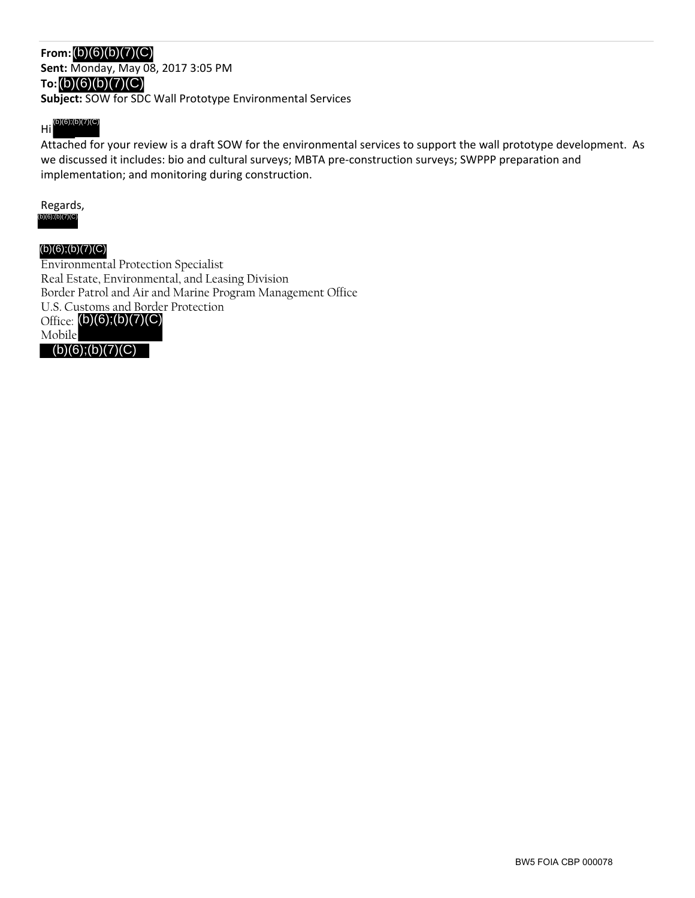**From:** (b)(6)(b)(7)(C)
**Sent:** Monday, May 08, 2017 3:05 PM
**To:** (b)(6)(b)(7)(C)
**Subject:** SOW for SDC Wall Prototype Environmental Services

Hi (b)(6);(b)(7)(C)

Attached for your review is a draft SOW for the environmental services to support the wall prototype development. As we discussed it includes: bio and cultural surveys; MBTA pre-construction surveys; SWPPP preparation and implementation; and monitoring during construction.

Regards,
(b)(6);(b)(7)(C)

(b)(6);(b)(7)(C)
Environmental Protection Specialist
Real Estate, Environmental, and Leasing Division
Border Patrol and Air and Marine Program Management Office
U.S. Customs and Border Protection
Office: (b)(6);(b)(7)(C)
Mobile
(b)(6);(b)(7)(C)

BW5 FOIA CBP 000078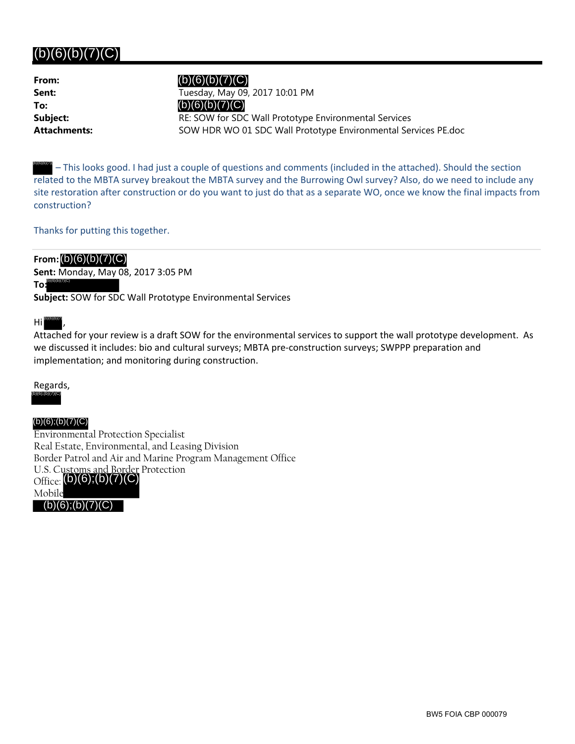# (b)(6)(b)(7)(C)

**From:** (b)(6)(b)(7)(C)
**Sent:** Tuesday, May 09, 2017 10:01 PM
**To:** (b)(6)(b)(7)(C)
**Subject:** RE: SOW for SDC Wall Prototype Environmental Services
**Attachments:** SOW HDR WO 01 SDC Wall Prototype Environmental Services PE.doc

(b)(6)(b)(7) – This looks good. I had just a couple of questions and comments (included in the attached). Should the section related to the MBTA survey breakout the MBTA survey and the Burrowing Owl survey? Also, do we need to include any site restoration after construction or do you want to just do that as a separate WO, once we know the final impacts from construction?

Thanks for putting this together.

---

**From:** (b)(6)(b)(7)(C)
**Sent:** Monday, May 08, 2017 3:05 PM
**To:** (b)(6)(b)(7)(C)
**Subject:** SOW for SDC Wall Prototype Environmental Services

Hi (b)(6)(b)(7),

Attached for your review is a draft SOW for the environmental services to support the wall prototype development. As we discussed it includes: bio and cultural surveys; MBTA pre-construction surveys; SWPPP preparation and implementation; and monitoring during construction.

Regards,
(b)(6);(b)(7)(C)

(b)(6);(b)(7)(C)
Environmental Protection Specialist
Real Estate, Environmental, and Leasing Division
Border Patrol and Air and Marine Program Management Office
U.S. Customs and Border Protection
Office: (b)(6);(b)(7)(C)
Mobile
(b)(6);(b)(7)(C)

BW5 FOIA CBP 000079